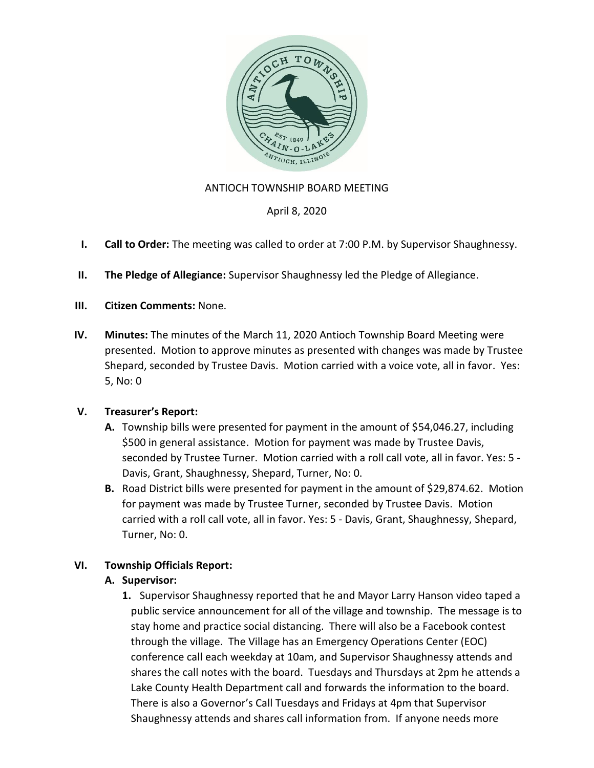ANTIOCH TOWNSHIP BOARD MEETING

April 8, 2020

**I. Call to Order:** The meeting was called to order at 7:00 P.M. by Supervisor Shaughnessy.

**II. The Pledge of Allegiance:** Supervisor Shaughnessy led the Pledge of Allegiance.

**III. Citizen Comments:** None.

**IV. Minutes:** The minutes of the March 11, 2020 Antioch Township Board Meeting were presented. Motion to approve minutes as presented with changes was made by Trustee Shepard, seconded by Trustee Davis. Motion carried with a voice vote, all in favor. Yes: 5, No: 0

**V. Treasurer's Report:**

- **A.** Township bills were presented for payment in the amount of $54,046.27, including $500 in general assistance. Motion for payment was made by Trustee Davis, seconded by Trustee Turner. Motion carried with a roll call vote, all in favor. Yes: 5 - Davis, Grant, Shaughnessy, Shepard, Turner, No: 0.
- **B.** Road District bills were presented for payment in the amount of $29,874.62. Motion for payment was made by Trustee Turner, seconded by Trustee Davis. Motion carried with a roll call vote, all in favor. Yes: 5 - Davis, Grant, Shaughnessy, Shepard, Turner, No: 0.

**VI. Township Officials Report:**

- **A. Supervisor:**
  1. Supervisor Shaughnessy reported that he and Mayor Larry Hanson video taped a public service announcement for all of the village and township. The message is to stay home and practice social distancing. There will also be a Facebook contest through the village. The Village has an Emergency Operations Center (EOC) conference call each weekday at 10am, and Supervisor Shaughnessy attends and shares the call notes with the board. Tuesdays and Thursdays at 2pm he attends a Lake County Health Department call and forwards the information to the board. There is also a Governor's Call Tuesdays and Fridays at 4pm that Supervisor Shaughnessy attends and shares call information from. If anyone needs more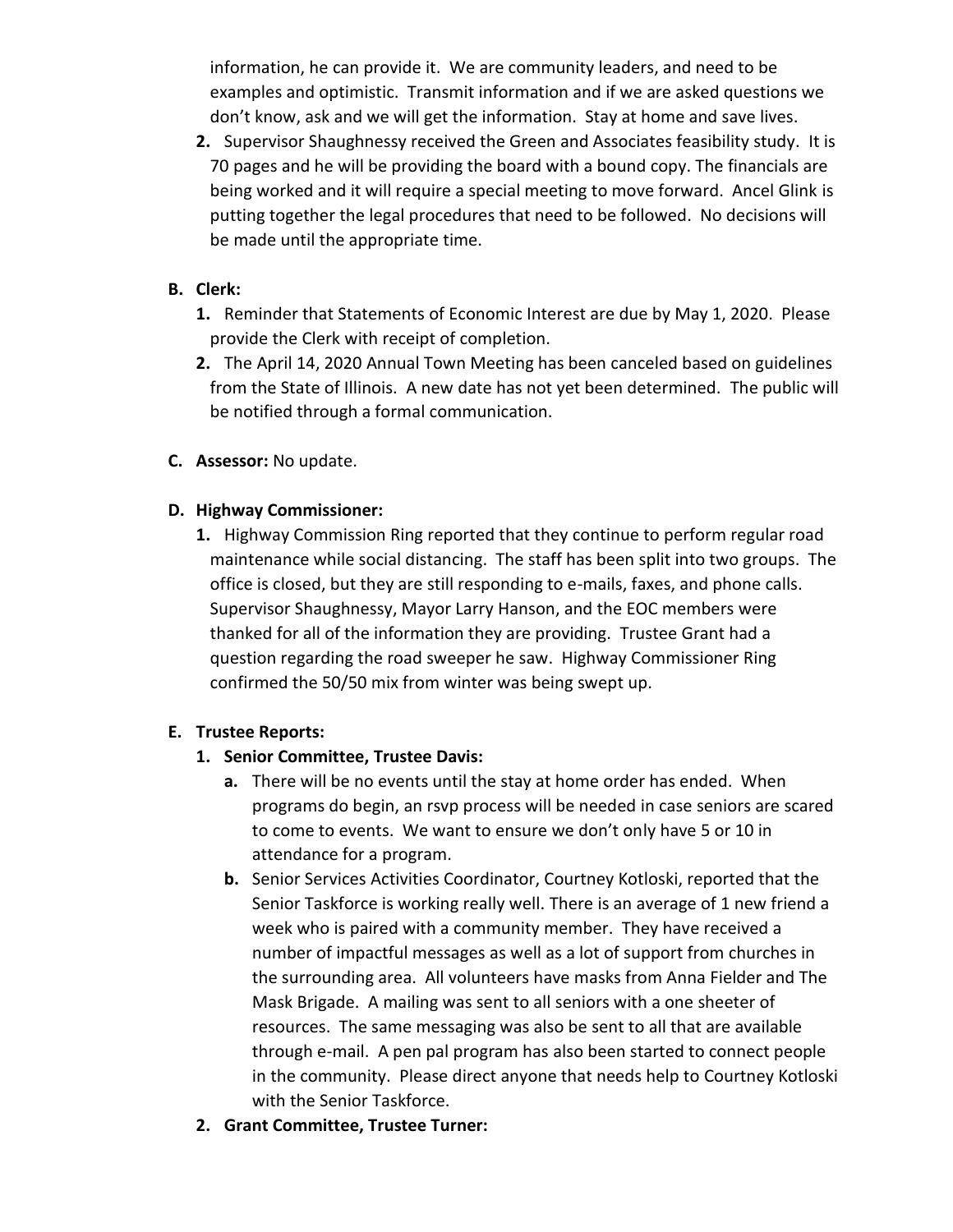information, he can provide it. We are community leaders, and need to be examples and optimistic. Transmit information and if we are asked questions we don't know, ask and we will get the information. Stay at home and save lives.

2. Supervisor Shaughnessy received the Green and Associates feasibility study. It is 70 pages and he will be providing the board with a bound copy. The financials are being worked and it will require a special meeting to move forward. Ancel Glink is putting together the legal procedures that need to be followed. No decisions will be made until the appropriate time.

**B. Clerk:**

1. Reminder that Statements of Economic Interest are due by May 1, 2020. Please provide the Clerk with receipt of completion.
2. The April 14, 2020 Annual Town Meeting has been canceled based on guidelines from the State of Illinois. A new date has not yet been determined. The public will be notified through a formal communication.

**C. Assessor:** No update.

**D. Highway Commissioner:**

1. Highway Commission Ring reported that they continue to perform regular road maintenance while social distancing. The staff has been split into two groups. The office is closed, but they are still responding to e-mails, faxes, and phone calls. Supervisor Shaughnessy, Mayor Larry Hanson, and the EOC members were thanked for all of the information they are providing. Trustee Grant had a question regarding the road sweeper he saw. Highway Commissioner Ring confirmed the 50/50 mix from winter was being swept up.

**E. Trustee Reports:**

1. **Senior Committee, Trustee Davis:**
   a. There will be no events until the stay at home order has ended. When programs do begin, an rsvp process will be needed in case seniors are scared to come to events. We want to ensure we don't only have 5 or 10 in attendance for a program.
   b. Senior Services Activities Coordinator, Courtney Kotloski, reported that the Senior Taskforce is working really well. There is an average of 1 new friend a week who is paired with a community member. They have received a number of impactful messages as well as a lot of support from churches in the surrounding area. All volunteers have masks from Anna Fielder and The Mask Brigade. A mailing was sent to all seniors with a one sheeter of resources. The same messaging was also be sent to all that are available through e-mail. A pen pal program has also been started to connect people in the community. Please direct anyone that needs help to Courtney Kotloski with the Senior Taskforce.
2. **Grant Committee, Trustee Turner:**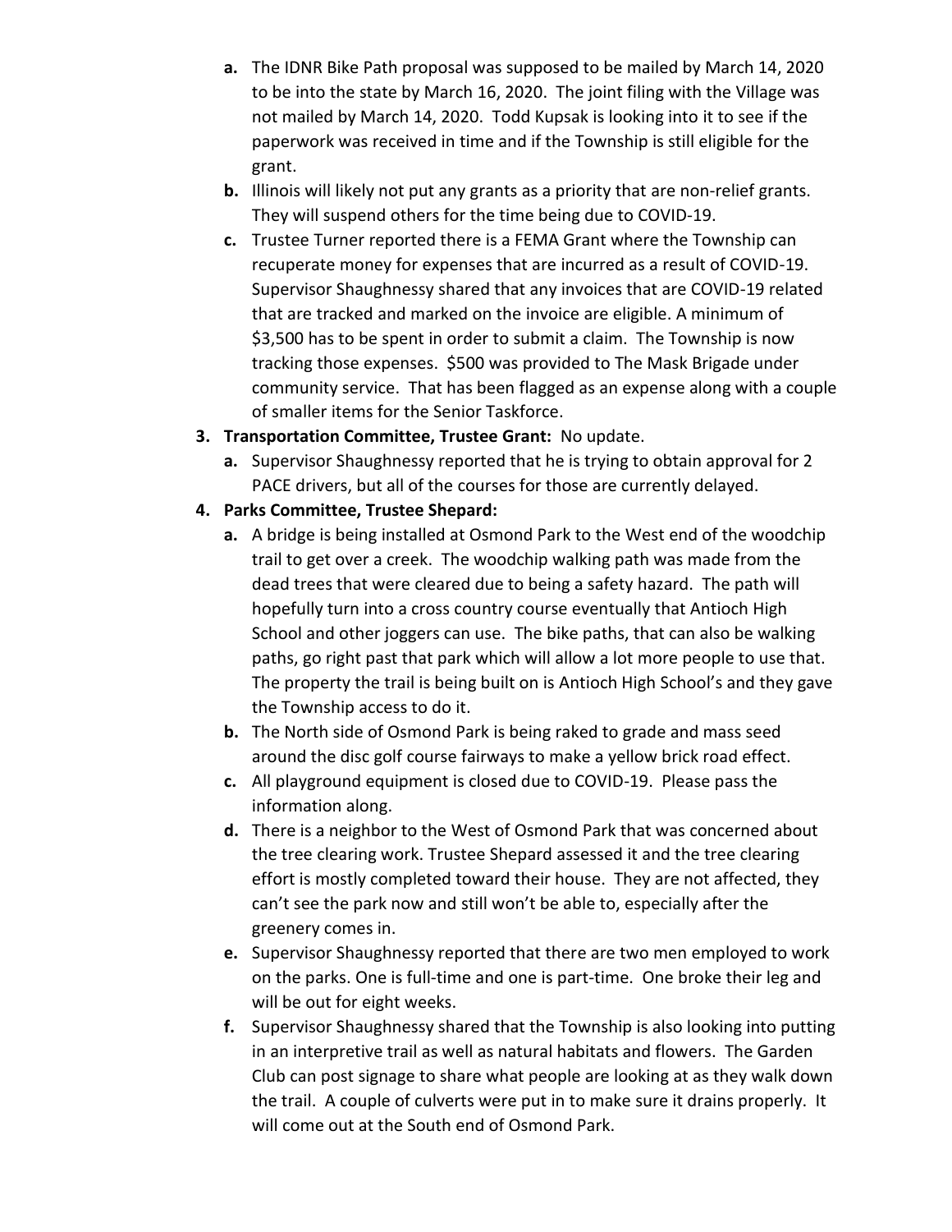- **a.** The IDNR Bike Path proposal was supposed to be mailed by March 14, 2020 to be into the state by March 16, 2020. The joint filing with the Village was not mailed by March 14, 2020. Todd Kupsak is looking into it to see if the paperwork was received in time and if the Township is still eligible for the grant.
   - **b.** Illinois will likely not put any grants as a priority that are non-relief grants. They will suspend others for the time being due to COVID-19.
   - **c.** Trustee Turner reported there is a FEMA Grant where the Township can recuperate money for expenses that are incurred as a result of COVID-19. Supervisor Shaughnessy shared that any invoices that are COVID-19 related that are tracked and marked on the invoice are eligible. A minimum of $3,500 has to be spent in order to submit a claim. The Township is now tracking those expenses. $500 was provided to The Mask Brigade under community service. That has been flagged as an expense along with a couple of smaller items for the Senior Taskforce.

3. **Transportation Committee, Trustee Grant:** No update.
   - **a.** Supervisor Shaughnessy reported that he is trying to obtain approval for 2 PACE drivers, but all of the courses for those are currently delayed.

4. **Parks Committee, Trustee Shepard:**
   - **a.** A bridge is being installed at Osmond Park to the West end of the woodchip trail to get over a creek. The woodchip walking path was made from the dead trees that were cleared due to being a safety hazard. The path will hopefully turn into a cross country course eventually that Antioch High School and other joggers can use. The bike paths, that can also be walking paths, go right past that park which will allow a lot more people to use that. The property the trail is being built on is Antioch High School's and they gave the Township access to do it.
   - **b.** The North side of Osmond Park is being raked to grade and mass seed around the disc golf course fairways to make a yellow brick road effect.
   - **c.** All playground equipment is closed due to COVID-19. Please pass the information along.
   - **d.** There is a neighbor to the West of Osmond Park that was concerned about the tree clearing work. Trustee Shepard assessed it and the tree clearing effort is mostly completed toward their house. They are not affected, they can't see the park now and still won't be able to, especially after the greenery comes in.
   - **e.** Supervisor Shaughnessy reported that there are two men employed to work on the parks. One is full-time and one is part-time. One broke their leg and will be out for eight weeks.
   - **f.** Supervisor Shaughnessy shared that the Township is also looking into putting in an interpretive trail as well as natural habitats and flowers. The Garden Club can post signage to share what people are looking at as they walk down the trail. A couple of culverts were put in to make sure it drains properly. It will come out at the South end of Osmond Park.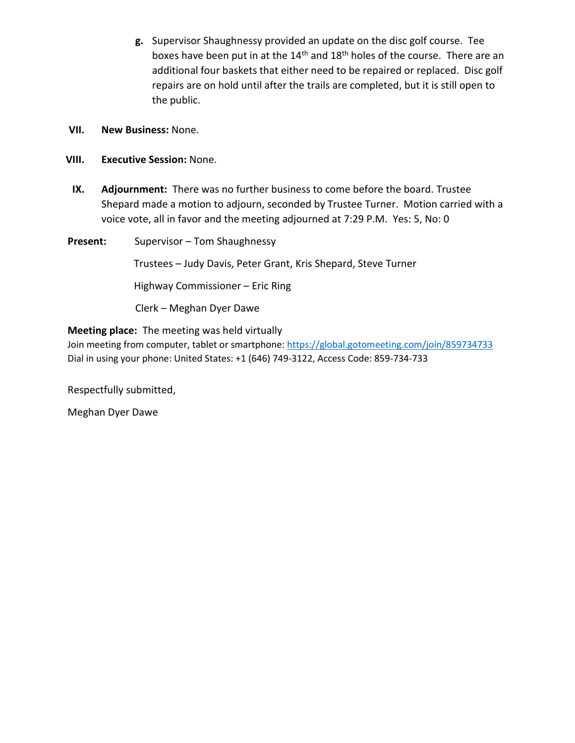g. Supervisor Shaughnessy provided an update on the disc golf course. Tee boxes have been put in at the 14th and 18th holes of the course. There are an additional four baskets that either need to be repaired or replaced. Disc golf repairs are on hold until after the trails are completed, but it is still open to the public.

VII. **New Business:** None.

VIII. **Executive Session:** None.

IX. **Adjournment:** There was no further business to come before the board. Trustee Shepard made a motion to adjourn, seconded by Trustee Turner. Motion carried with a voice vote, all in favor and the meeting adjourned at 7:29 P.M. Yes: 5, No: 0

**Present:** Supervisor – Tom Shaughnessy

Trustees – Judy Davis, Peter Grant, Kris Shepard, Steve Turner

Highway Commissioner – Eric Ring

Clerk – Meghan Dyer Dawe

**Meeting place:** The meeting was held virtually

Join meeting from computer, tablet or smartphone: https://global.gotomeeting.com/join/859734733

Dial in using your phone: United States: +1 (646) 749-3122, Access Code: 859-734-733

Respectfully submitted,

Meghan Dyer Dawe